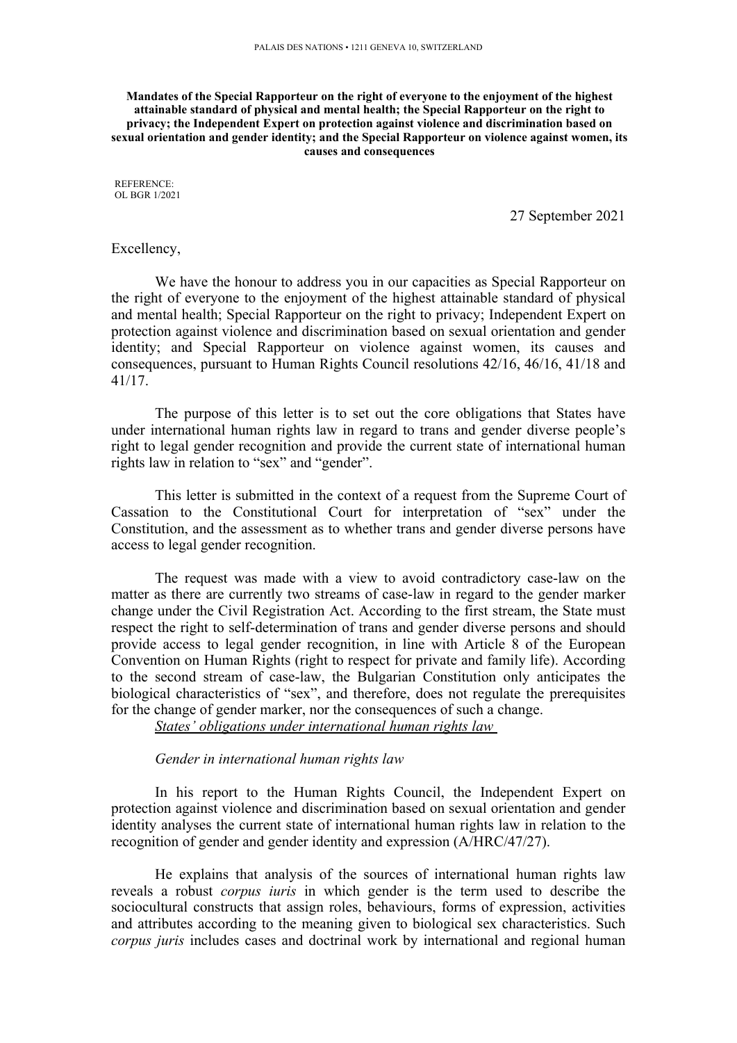PALAIS DES NATIONS • 1211 GENEVA 10, SWITZERLAND

**Mandates of the Special Rapporteur on the right of everyone to the enjoyment of the highest attainable standard of physical and mental health; the Special Rapporteur on the right to privacy; the Independent Expert on protection against violence and discrimination based on sexual orientation and gender identity; and the Special Rapporteur on violence against women, its causes and consequences**

REFERENCE:
OL BGR 1/2021

27 September 2021

Excellency,

We have the honour to address you in our capacities as Special Rapporteur on the right of everyone to the enjoyment of the highest attainable standard of physical and mental health; Special Rapporteur on the right to privacy; Independent Expert on protection against violence and discrimination based on sexual orientation and gender identity; and Special Rapporteur on violence against women, its causes and consequences, pursuant to Human Rights Council resolutions 42/16, 46/16, 41/18 and 41/17.

The purpose of this letter is to set out the core obligations that States have under international human rights law in regard to trans and gender diverse people's right to legal gender recognition and provide the current state of international human rights law in relation to "sex" and "gender".

This letter is submitted in the context of a request from the Supreme Court of Cassation to the Constitutional Court for interpretation of "sex" under the Constitution, and the assessment as to whether trans and gender diverse persons have access to legal gender recognition.

The request was made with a view to avoid contradictory case-law on the matter as there are currently two streams of case-law in regard to the gender marker change under the Civil Registration Act. According to the first stream, the State must respect the right to self-determination of trans and gender diverse persons and should provide access to legal gender recognition, in line with Article 8 of the European Convention on Human Rights (right to respect for private and family life). According to the second stream of case-law, the Bulgarian Constitution only anticipates the biological characteristics of "sex", and therefore, does not regulate the prerequisites for the change of gender marker, nor the consequences of such a change.

*<u>States' obligations under international human rights law</u>*

*Gender in international human rights law*

In his report to the Human Rights Council, the Independent Expert on protection against violence and discrimination based on sexual orientation and gender identity analyses the current state of international human rights law in relation to the recognition of gender and gender identity and expression (A/HRC/47/27).

He explains that analysis of the sources of international human rights law reveals a robust *corpus iuris* in which gender is the term used to describe the sociocultural constructs that assign roles, behaviours, forms of expression, activities and attributes according to the meaning given to biological sex characteristics. Such *corpus juris* includes cases and doctrinal work by international and regional human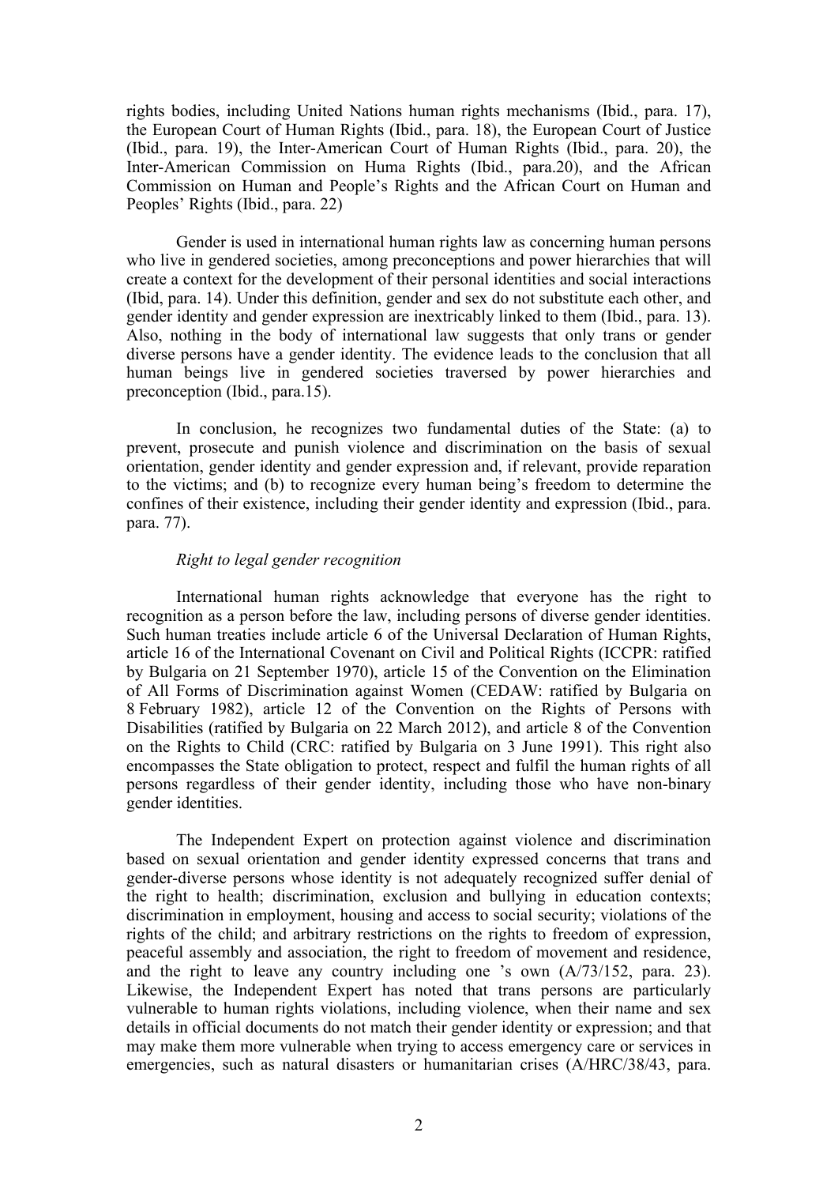rights bodies, including United Nations human rights mechanisms (Ibid., para. 17), the European Court of Human Rights (Ibid., para. 18), the European Court of Justice (Ibid., para. 19), the Inter-American Court of Human Rights (Ibid., para. 20), the Inter-American Commission on Huma Rights (Ibid., para.20), and the African Commission on Human and People's Rights and the African Court on Human and Peoples' Rights (Ibid., para. 22)

Gender is used in international human rights law as concerning human persons who live in gendered societies, among preconceptions and power hierarchies that will create a context for the development of their personal identities and social interactions (Ibid, para. 14). Under this definition, gender and sex do not substitute each other, and gender identity and gender expression are inextricably linked to them (Ibid., para. 13). Also, nothing in the body of international law suggests that only trans or gender diverse persons have a gender identity. The evidence leads to the conclusion that all human beings live in gendered societies traversed by power hierarchies and preconception (Ibid., para.15).

In conclusion, he recognizes two fundamental duties of the State: (a) to prevent, prosecute and punish violence and discrimination on the basis of sexual orientation, gender identity and gender expression and, if relevant, provide reparation to the victims; and (b) to recognize every human being's freedom to determine the confines of their existence, including their gender identity and expression (Ibid., para. para. 77).

*Right to legal gender recognition*

International human rights acknowledge that everyone has the right to recognition as a person before the law, including persons of diverse gender identities. Such human treaties include article 6 of the Universal Declaration of Human Rights, article 16 of the International Covenant on Civil and Political Rights (ICCPR: ratified by Bulgaria on 21 September 1970), article 15 of the Convention on the Elimination of All Forms of Discrimination against Women (CEDAW: ratified by Bulgaria on 8 February 1982), article 12 of the Convention on the Rights of Persons with Disabilities (ratified by Bulgaria on 22 March 2012), and article 8 of the Convention on the Rights to Child (CRC: ratified by Bulgaria on 3 June 1991). This right also encompasses the State obligation to protect, respect and fulfil the human rights of all persons regardless of their gender identity, including those who have non-binary gender identities.

The Independent Expert on protection against violence and discrimination based on sexual orientation and gender identity expressed concerns that trans and gender-diverse persons whose identity is not adequately recognized suffer denial of the right to health; discrimination, exclusion and bullying in education contexts; discrimination in employment, housing and access to social security; violations of the rights of the child; and arbitrary restrictions on the rights to freedom of expression, peaceful assembly and association, the right to freedom of movement and residence, and the right to leave any country including one 's own (A/73/152, para. 23). Likewise, the Independent Expert has noted that trans persons are particularly vulnerable to human rights violations, including violence, when their name and sex details in official documents do not match their gender identity or expression; and that may make them more vulnerable when trying to access emergency care or services in emergencies, such as natural disasters or humanitarian crises (A/HRC/38/43, para.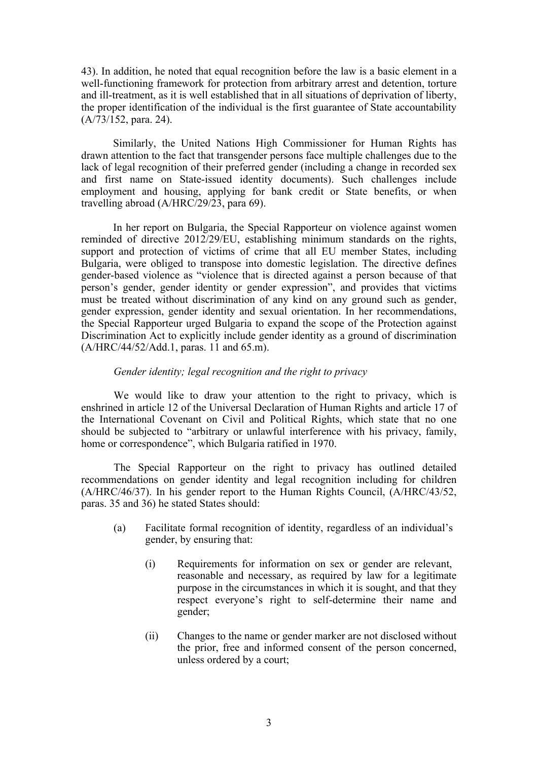43). In addition, he noted that equal recognition before the law is a basic element in a well-functioning framework for protection from arbitrary arrest and detention, torture and ill-treatment, as it is well established that in all situations of deprivation of liberty, the proper identification of the individual is the first guarantee of State accountability (A/73/152, para. 24).

Similarly, the United Nations High Commissioner for Human Rights has drawn attention to the fact that transgender persons face multiple challenges due to the lack of legal recognition of their preferred gender (including a change in recorded sex and first name on State-issued identity documents). Such challenges include employment and housing, applying for bank credit or State benefits, or when travelling abroad (A/HRC/29/23, para 69).

In her report on Bulgaria, the Special Rapporteur on violence against women reminded of directive 2012/29/EU, establishing minimum standards on the rights, support and protection of victims of crime that all EU member States, including Bulgaria, were obliged to transpose into domestic legislation. The directive defines gender-based violence as "violence that is directed against a person because of that person's gender, gender identity or gender expression", and provides that victims must be treated without discrimination of any kind on any ground such as gender, gender expression, gender identity and sexual orientation. In her recommendations, the Special Rapporteur urged Bulgaria to expand the scope of the Protection against Discrimination Act to explicitly include gender identity as a ground of discrimination (A/HRC/44/52/Add.1, paras. 11 and 65.m).

*Gender identity; legal recognition and the right to privacy*

We would like to draw your attention to the right to privacy, which is enshrined in article 12 of the Universal Declaration of Human Rights and article 17 of the International Covenant on Civil and Political Rights, which state that no one should be subjected to "arbitrary or unlawful interference with his privacy, family, home or correspondence", which Bulgaria ratified in 1970.

The Special Rapporteur on the right to privacy has outlined detailed recommendations on gender identity and legal recognition including for children (A/HRC/46/37). In his gender report to the Human Rights Council, (A/HRC/43/52, paras. 35 and 36) he stated States should:

(a) Facilitate formal recognition of identity, regardless of an individual's gender, by ensuring that:

   (i) Requirements for information on sex or gender are relevant, reasonable and necessary, as required by law for a legitimate purpose in the circumstances in which it is sought, and that they respect everyone's right to self-determine their name and gender;

   (ii) Changes to the name or gender marker are not disclosed without the prior, free and informed consent of the person concerned, unless ordered by a court;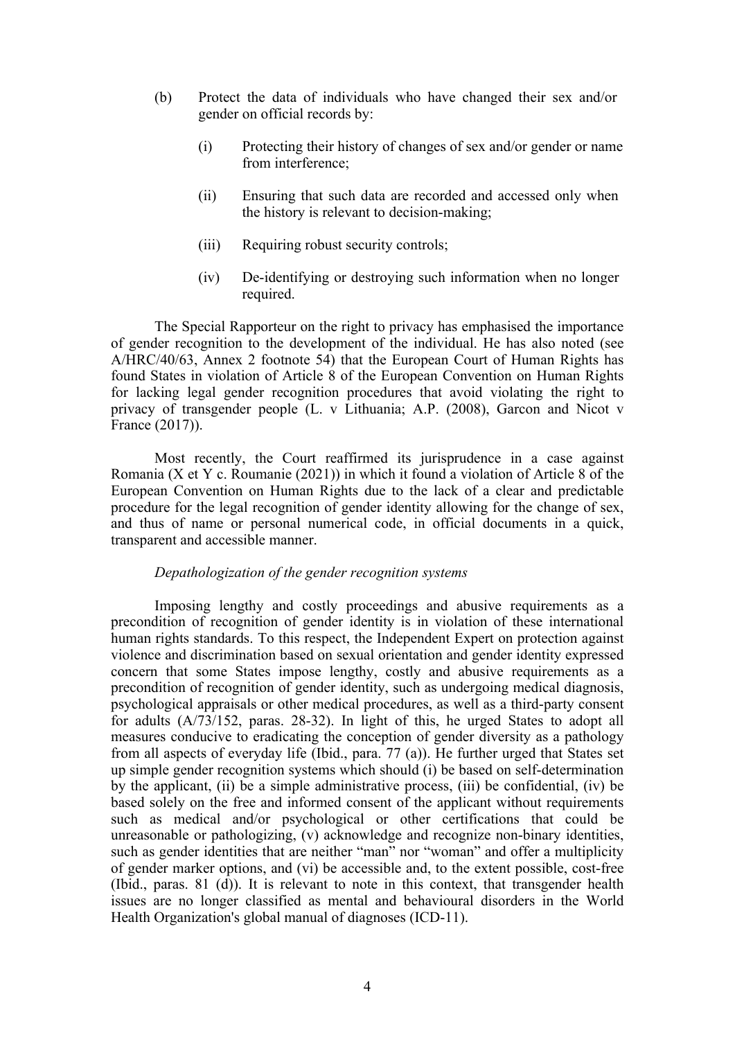(b) Protect the data of individuals who have changed their sex and/or gender on official records by:

  (i) Protecting their history of changes of sex and/or gender or name from interference;

  (ii) Ensuring that such data are recorded and accessed only when the history is relevant to decision-making;

  (iii) Requiring robust security controls;

  (iv) De-identifying or destroying such information when no longer required.

The Special Rapporteur on the right to privacy has emphasised the importance of gender recognition to the development of the individual. He has also noted (see A/HRC/40/63, Annex 2 footnote 54) that the European Court of Human Rights has found States in violation of Article 8 of the European Convention on Human Rights for lacking legal gender recognition procedures that avoid violating the right to privacy of transgender people (L. v Lithuania; A.P. (2008), Garcon and Nicot v France (2017)).

Most recently, the Court reaffirmed its jurisprudence in a case against Romania (X et Y c. Roumanie (2021)) in which it found a violation of Article 8 of the European Convention on Human Rights due to the lack of a clear and predictable procedure for the legal recognition of gender identity allowing for the change of sex, and thus of name or personal numerical code, in official documents in a quick, transparent and accessible manner.

*Depathologization of the gender recognition systems*

Imposing lengthy and costly proceedings and abusive requirements as a precondition of recognition of gender identity is in violation of these international human rights standards. To this respect, the Independent Expert on protection against violence and discrimination based on sexual orientation and gender identity expressed concern that some States impose lengthy, costly and abusive requirements as a precondition of recognition of gender identity, such as undergoing medical diagnosis, psychological appraisals or other medical procedures, as well as a third-party consent for adults (A/73/152, paras. 28-32). In light of this, he urged States to adopt all measures conducive to eradicating the conception of gender diversity as a pathology from all aspects of everyday life (Ibid., para. 77 (a)). He further urged that States set up simple gender recognition systems which should (i) be based on self-determination by the applicant, (ii) be a simple administrative process, (iii) be confidential, (iv) be based solely on the free and informed consent of the applicant without requirements such as medical and/or psychological or other certifications that could be unreasonable or pathologizing, (v) acknowledge and recognize non-binary identities, such as gender identities that are neither "man" nor "woman" and offer a multiplicity of gender marker options, and (vi) be accessible and, to the extent possible, cost-free (Ibid., paras. 81 (d)). It is relevant to note in this context, that transgender health issues are no longer classified as mental and behavioural disorders in the World Health Organization's global manual of diagnoses (ICD-11).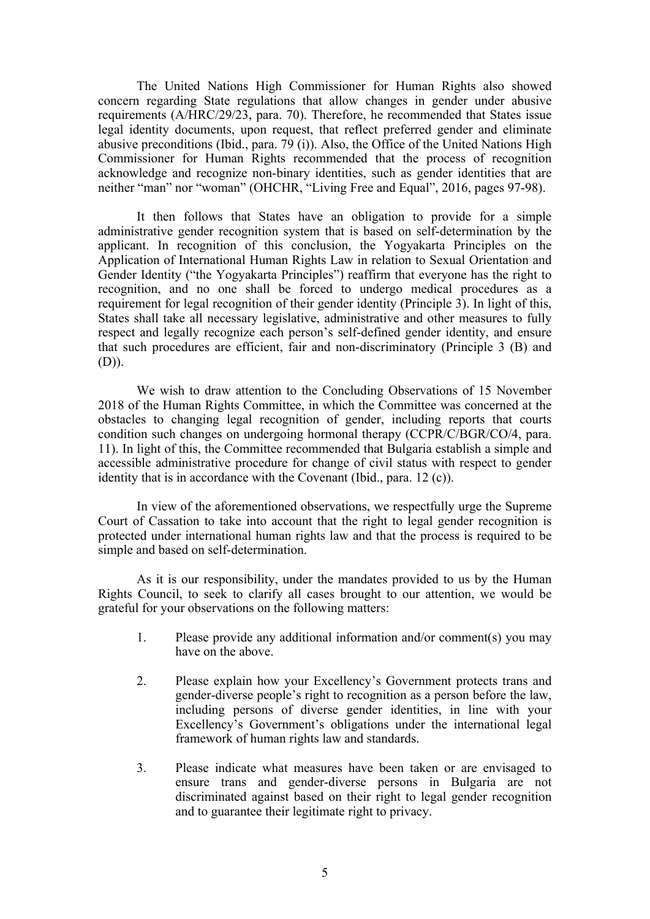The United Nations High Commissioner for Human Rights also showed concern regarding State regulations that allow changes in gender under abusive requirements (A/HRC/29/23, para. 70). Therefore, he recommended that States issue legal identity documents, upon request, that reflect preferred gender and eliminate abusive preconditions (Ibid., para. 79 (i)). Also, the Office of the United Nations High Commissioner for Human Rights recommended that the process of recognition acknowledge and recognize non-binary identities, such as gender identities that are neither "man" nor "woman" (OHCHR, "Living Free and Equal", 2016, pages 97-98).

It then follows that States have an obligation to provide for a simple administrative gender recognition system that is based on self-determination by the applicant. In recognition of this conclusion, the Yogyakarta Principles on the Application of International Human Rights Law in relation to Sexual Orientation and Gender Identity ("the Yogyakarta Principles") reaffirm that everyone has the right to recognition, and no one shall be forced to undergo medical procedures as a requirement for legal recognition of their gender identity (Principle 3). In light of this, States shall take all necessary legislative, administrative and other measures to fully respect and legally recognize each person's self-defined gender identity, and ensure that such procedures are efficient, fair and non-discriminatory (Principle 3 (B) and (D)).

We wish to draw attention to the Concluding Observations of 15 November 2018 of the Human Rights Committee, in which the Committee was concerned at the obstacles to changing legal recognition of gender, including reports that courts condition such changes on undergoing hormonal therapy (CCPR/C/BGR/CO/4, para. 11). In light of this, the Committee recommended that Bulgaria establish a simple and accessible administrative procedure for change of civil status with respect to gender identity that is in accordance with the Covenant (Ibid., para. 12 (c)).

In view of the aforementioned observations, we respectfully urge the Supreme Court of Cassation to take into account that the right to legal gender recognition is protected under international human rights law and that the process is required to be simple and based on self-determination.

As it is our responsibility, under the mandates provided to us by the Human Rights Council, to seek to clarify all cases brought to our attention, we would be grateful for your observations on the following matters:

1. Please provide any additional information and/or comment(s) you may have on the above.

2. Please explain how your Excellency's Government protects trans and gender-diverse people's right to recognition as a person before the law, including persons of diverse gender identities, in line with your Excellency's Government's obligations under the international legal framework of human rights law and standards.

3. Please indicate what measures have been taken or are envisaged to ensure trans and gender-diverse persons in Bulgaria are not discriminated against based on their right to legal gender recognition and to guarantee their legitimate right to privacy.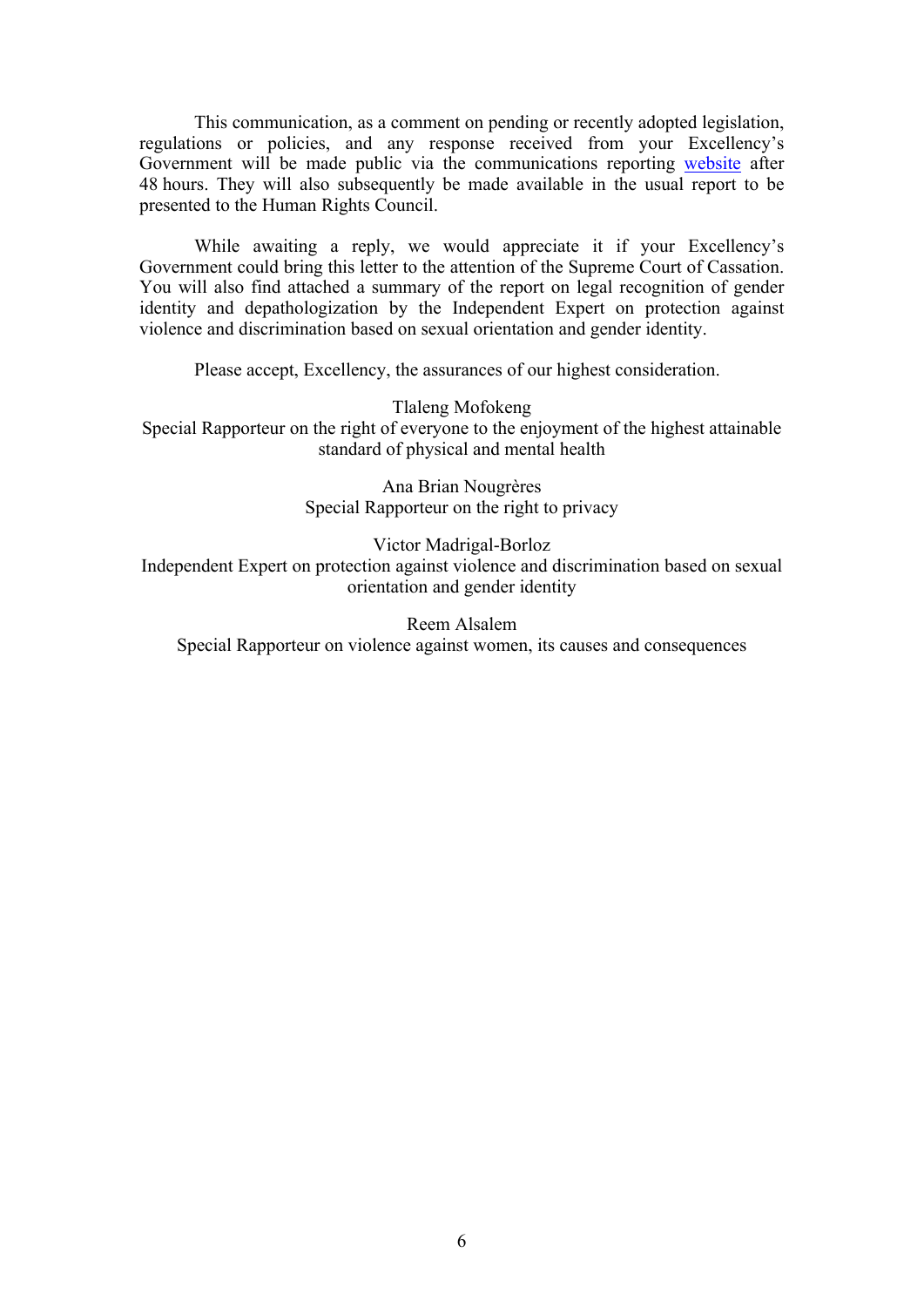This communication, as a comment on pending or recently adopted legislation, regulations or policies, and any response received from your Excellency's Government will be made public via the communications reporting website after 48 hours. They will also subsequently be made available in the usual report to be presented to the Human Rights Council.

While awaiting a reply, we would appreciate it if your Excellency's Government could bring this letter to the attention of the Supreme Court of Cassation. You will also find attached a summary of the report on legal recognition of gender identity and depathologization by the Independent Expert on protection against violence and discrimination based on sexual orientation and gender identity.

Please accept, Excellency, the assurances of our highest consideration.

Tlaleng Mofokeng
Special Rapporteur on the right of everyone to the enjoyment of the highest attainable standard of physical and mental health

Ana Brian Nougrères
Special Rapporteur on the right to privacy

Victor Madrigal-Borloz
Independent Expert on protection against violence and discrimination based on sexual orientation and gender identity

Reem Alsalem
Special Rapporteur on violence against women, its causes and consequences